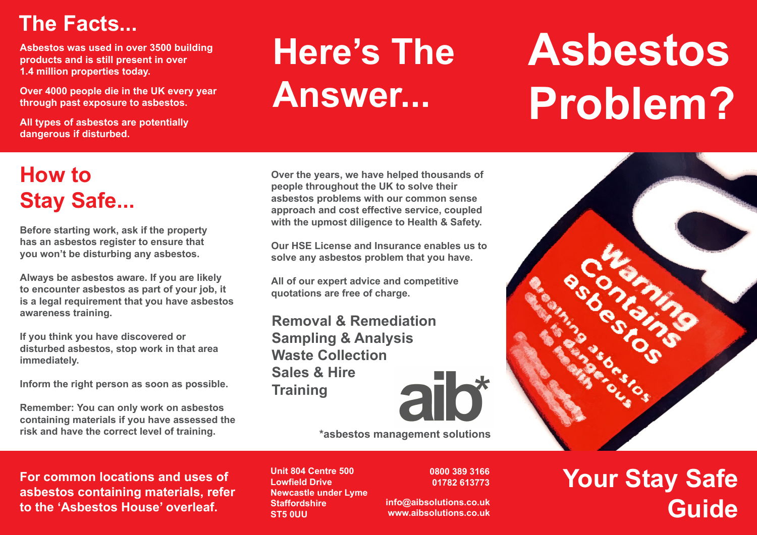# Asbestos Problem?

# Here's The Answer...

## The Facts...

**Asbestos was used in over 3500 building products and is still present in over 1.4 million properties today.**

**Over 4000 people die in the UK every year through past exposure to asbestos.**

**All types of asbestos are potentially dangerous if disturbed.**

## How to Stay Safe...

**Before starting work, ask if the property has an asbestos register to ensure that you won't be disturbing any asbestos.**

**Always be asbestos aware. If you are likely to encounter asbestos as part of your job, it is a legal requirement that you have asbestos awareness training.**

**If you think you have discovered or disturbed asbestos, stop work in that area immediately.**

**Inform the right person as soon as possible.**

**Remember: You can only work on asbestos containing materials if you have assessed the risk and have the correct level of training.**

**For common locations and uses of asbestos containing materials, refer to the 'Asbestos House' overleaf.**

**Over the years, we have helped thousands of people throughout the UK to solve their asbestos problems with our common sense approach and cost effective service, coupled with the upmost diligence to Health & Safety.**

**Our HSE License and Insurance enables us to solve any asbestos problem that you have.**

**All of our expert advice and competitive quotations are free of charge.**

**Removal & Remediation**
**Sampling & Analysis**
**Waste Collection**
**Sales & Hire**
**Training**

aib*

**\*asbestos management solutions**

Unit 804 Centre 500
Lowfield Drive
Newcastle under Lyme
Staffordshire
ST5 0UU

0800 389 3166
01782 613773

info@aibsolutions.co.uk
www.aibsolutions.co.uk

# Your Stay Safe Guide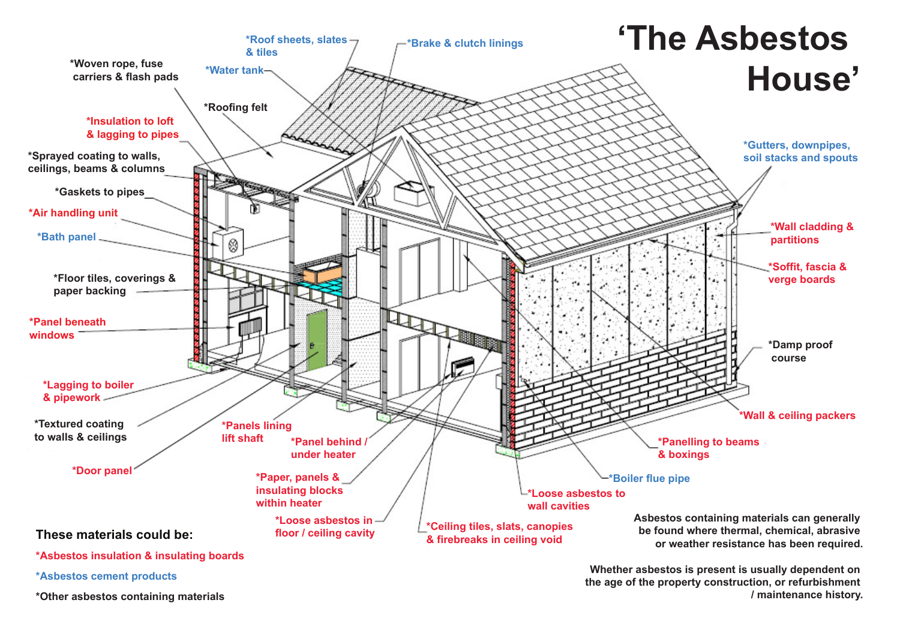# 'The Asbestos House'

*Roof sheets, slates & tiles

*Brake & clutch linings

*Woven rope, fuse carriers & flash pads

*Water tank

*Roofing felt

*Insulation to loft & lagging to pipes

*Sprayed coating to walls, ceilings, beams & columns

*Gaskets to pipes

*Air handling unit

*Bath panel

*Floor tiles, coverings & paper backing

*Panel beneath windows

*Lagging to boiler & pipework

*Textured coating to walls & ceilings

*Door panel

*Panels lining lift shaft

*Panel behind / under heater

*Paper, panels & insulating blocks within heater

*Loose asbestos in floor / ceiling cavity

*Ceiling tiles, slats, canopies & firebreaks in ceiling void

*Loose asbestos to wall cavities

*Boiler flue pipe

*Panelling to beams & boxings

*Wall & ceiling packers

*Damp proof course

*Soffit, fascia & verge boards

*Wall cladding & partitions

*Gutters, downpipes, soil stacks and spouts

**These materials could be:**

*Asbestos insulation & insulating boards

*Asbestos cement products

*Other asbestos containing materials

**Asbestos containing materials can generally be found where thermal, chemical, abrasive or weather resistance has been required.**

**Whether asbestos is present is usually dependent on the age of the property construction, or refurbishment / maintenance history.**